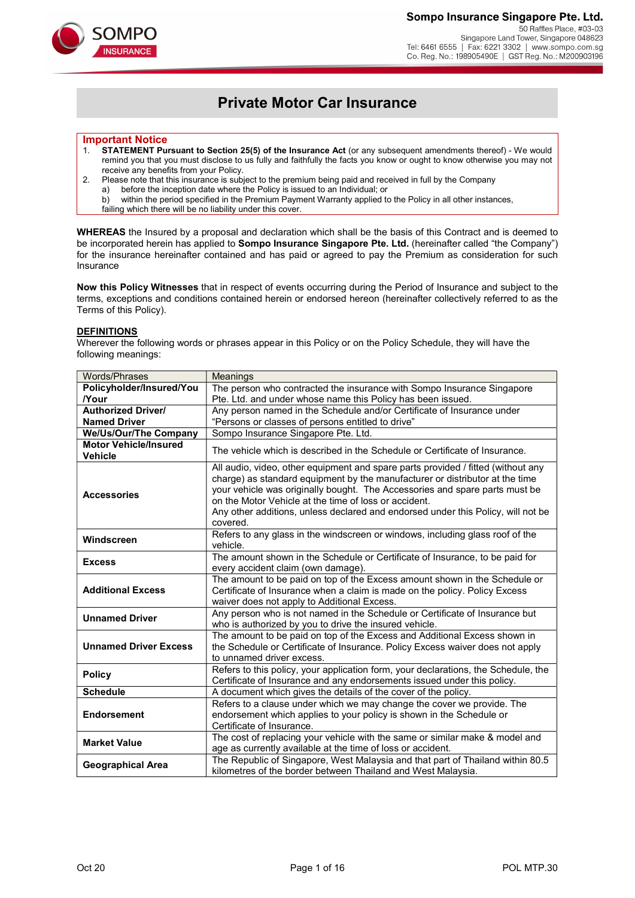**Sompo Insurance Singapore Pte. Ltd.**
50 Raffles Place, #03-03
Singapore Land Tower, Singapore 048623
Tel: 6461 6555 | Fax: 6221 3302 | www.sompo.com.sg
Co. Reg. No.: 198905490E | GST Reg. No.: M200903196

# Private Motor Car Insurance

**Important Notice**

1. **STATEMENT Pursuant to Section 25(5) of the Insurance Act** (or any subsequent amendments thereof) - We would remind you that you must disclose to us fully and faithfully the facts you know or ought to know otherwise you may not receive any benefits from your Policy.
2. Please note that this insurance is subject to the premium being paid and received in full by the Company
   a) before the inception date where the Policy is issued to an Individual; or
   b) within the period specified in the Premium Payment Warranty applied to the Policy in all other instances,

   failing which there will be no liability under this cover.

**WHEREAS** the Insured by a proposal and declaration which shall be the basis of this Contract and is deemed to be incorporated herein has applied to **Sompo Insurance Singapore Pte. Ltd.** (hereinafter called "the Company") for the insurance hereinafter contained and has paid or agreed to pay the Premium as consideration for such Insurance

**Now this Policy Witnesses** that in respect of events occurring during the Period of Insurance and subject to the terms, exceptions and conditions contained herein or endorsed hereon (hereinafter collectively referred to as the Terms of this Policy).

## DEFINITIONS

Wherever the following words or phrases appear in this Policy or on the Policy Schedule, they will have the following meanings:

| Words/Phrases | Meanings |
|---|---|
| **Policyholder/Insured/You /Your** | The person who contracted the insurance with Sompo Insurance Singapore Pte. Ltd. and under whose name this Policy has been issued. |
| **Authorized Driver/ Named Driver** | Any person named in the Schedule and/or Certificate of Insurance under "Persons or classes of persons entitled to drive" |
| **We/Us/Our/The Company** | Sompo Insurance Singapore Pte. Ltd. |
| **Motor Vehicle/Insured Vehicle** | The vehicle which is described in the Schedule or Certificate of Insurance. |
| **Accessories** | All audio, video, other equipment and spare parts provided / fitted (without any charge) as standard equipment by the manufacturer or distributor at the time your vehicle was originally bought. The Accessories and spare parts must be on the Motor Vehicle at the time of loss or accident. Any other additions, unless declared and endorsed under this Policy, will not be covered. |
| **Windscreen** | Refers to any glass in the windscreen or windows, including glass roof of the vehicle. |
| **Excess** | The amount shown in the Schedule or Certificate of Insurance, to be paid for every accident claim (own damage). |
| **Additional Excess** | The amount to be paid on top of the Excess amount shown in the Schedule or Certificate of Insurance when a claim is made on the policy. Policy Excess waiver does not apply to Additional Excess. |
| **Unnamed Driver** | Any person who is not named in the Schedule or Certificate of Insurance but who is authorized by you to drive the insured vehicle. |
| **Unnamed Driver Excess** | The amount to be paid on top of the Excess and Additional Excess shown in the Schedule or Certificate of Insurance. Policy Excess waiver does not apply to unnamed driver excess. |
| **Policy** | Refers to this policy, your application form, your declarations, the Schedule, the Certificate of Insurance and any endorsements issued under this policy. |
| **Schedule** | A document which gives the details of the cover of the policy. |
| **Endorsement** | Refers to a clause under which we may change the cover we provide. The endorsement which applies to your policy is shown in the Schedule or Certificate of Insurance. |
| **Market Value** | The cost of replacing your vehicle with the same or similar make & model and age as currently available at the time of loss or accident. |
| **Geographical Area** | The Republic of Singapore, West Malaysia and that part of Thailand within 80.5 kilometres of the border between Thailand and West Malaysia. |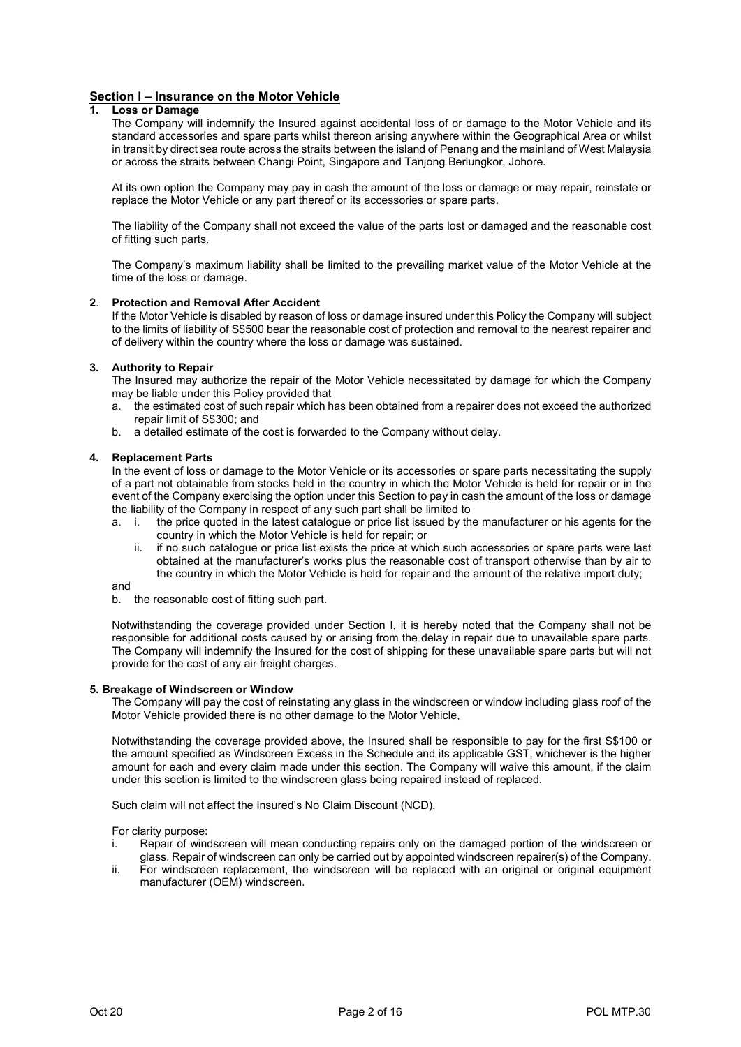## Section I – Insurance on the Motor Vehicle

### 1. Loss or Damage

The Company will indemnify the Insured against accidental loss of or damage to the Motor Vehicle and its standard accessories and spare parts whilst thereon arising anywhere within the Geographical Area or whilst in transit by direct sea route across the straits between the island of Penang and the mainland of West Malaysia or across the straits between Changi Point, Singapore and Tanjong Berlungkor, Johore.

At its own option the Company may pay in cash the amount of the loss or damage or may repair, reinstate or replace the Motor Vehicle or any part thereof or its accessories or spare parts.

The liability of the Company shall not exceed the value of the parts lost or damaged and the reasonable cost of fitting such parts.

The Company's maximum liability shall be limited to the prevailing market value of the Motor Vehicle at the time of the loss or damage.

### 2. Protection and Removal After Accident

If the Motor Vehicle is disabled by reason of loss or damage insured under this Policy the Company will subject to the limits of liability of S$500 bear the reasonable cost of protection and removal to the nearest repairer and of delivery within the country where the loss or damage was sustained.

### 3. Authority to Repair

The Insured may authorize the repair of the Motor Vehicle necessitated by damage for which the Company may be liable under this Policy provided that

a. the estimated cost of such repair which has been obtained from a repairer does not exceed the authorized repair limit of S$300; and
b. a detailed estimate of the cost is forwarded to the Company without delay.

### 4. Replacement Parts

In the event of loss or damage to the Motor Vehicle or its accessories or spare parts necessitating the supply of a part not obtainable from stocks held in the country in which the Motor Vehicle is held for repair or in the event of the Company exercising the option under this Section to pay in cash the amount of the loss or damage the liability of the Company in respect of any such part shall be limited to

a. i. the price quoted in the latest catalogue or price list issued by the manufacturer or his agents for the country in which the Motor Vehicle is held for repair; or
   ii. if no such catalogue or price list exists the price at which such accessories or spare parts were last obtained at the manufacturer's works plus the reasonable cost of transport otherwise than by air to the country in which the Motor Vehicle is held for repair and the amount of the relative import duty;

and

b. the reasonable cost of fitting such part.

Notwithstanding the coverage provided under Section I, it is hereby noted that the Company shall not be responsible for additional costs caused by or arising from the delay in repair due to unavailable spare parts. The Company will indemnify the Insured for the cost of shipping for these unavailable spare parts but will not provide for the cost of any air freight charges.

### 5. Breakage of Windscreen or Window

The Company will pay the cost of reinstating any glass in the windscreen or window including glass roof of the Motor Vehicle provided there is no other damage to the Motor Vehicle,

Notwithstanding the coverage provided above, the Insured shall be responsible to pay for the first S$100 or the amount specified as Windscreen Excess in the Schedule and its applicable GST, whichever is the higher amount for each and every claim made under this section. The Company will waive this amount, if the claim under this section is limited to the windscreen glass being repaired instead of replaced.

Such claim will not affect the Insured's No Claim Discount (NCD).

For clarity purpose:

i. Repair of windscreen will mean conducting repairs only on the damaged portion of the windscreen or glass. Repair of windscreen can only be carried out by appointed windscreen repairer(s) of the Company.
ii. For windscreen replacement, the windscreen will be replaced with an original or original equipment manufacturer (OEM) windscreen.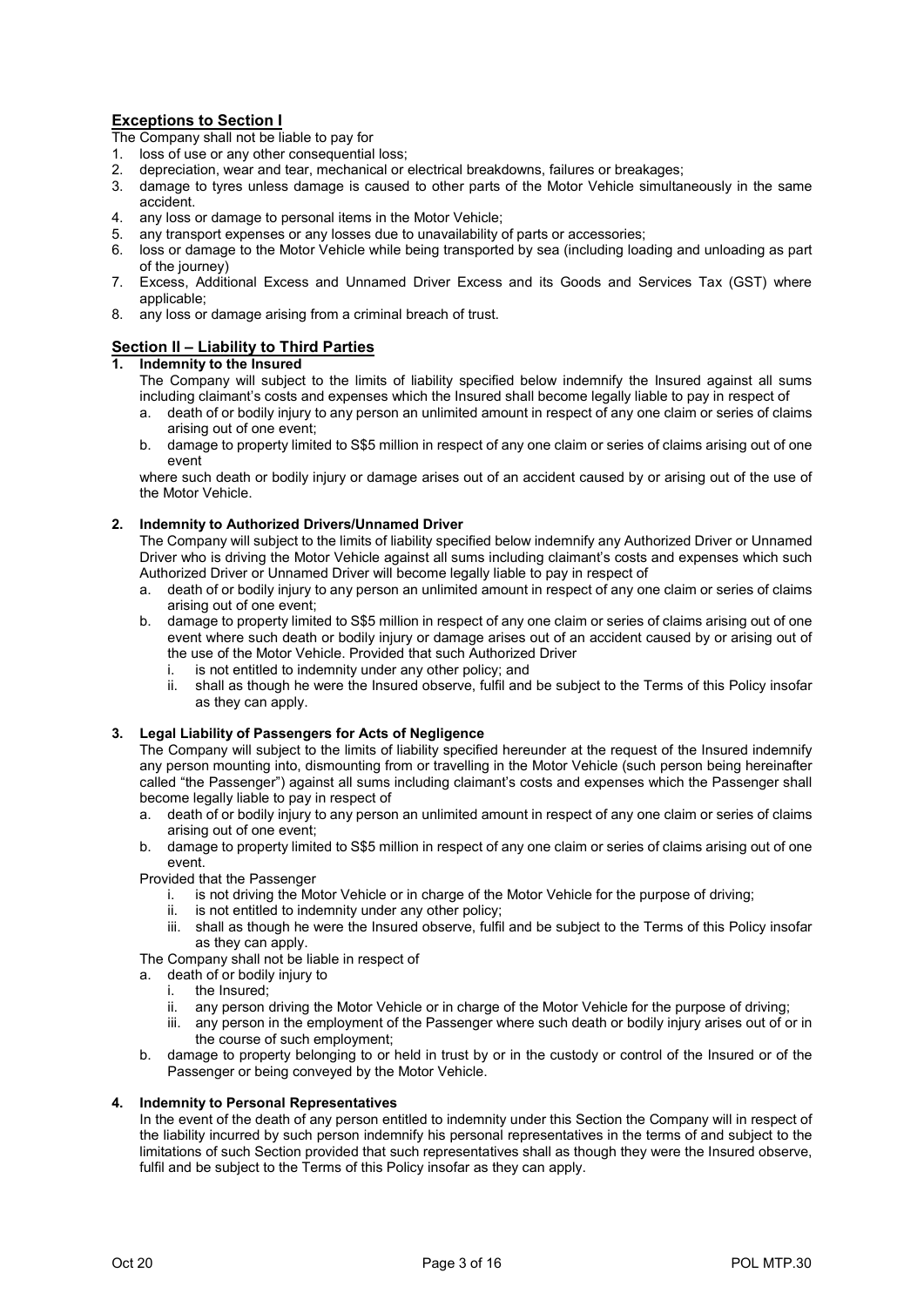## Exceptions to Section I

The Company shall not be liable to pay for

1. loss of use or any other consequential loss;
2. depreciation, wear and tear, mechanical or electrical breakdowns, failures or breakages;
3. damage to tyres unless damage is caused to other parts of the Motor Vehicle simultaneously in the same accident.
4. any loss or damage to personal items in the Motor Vehicle;
5. any transport expenses or any losses due to unavailability of parts or accessories;
6. loss or damage to the Motor Vehicle while being transported by sea (including loading and unloading as part of the journey)
7. Excess, Additional Excess and Unnamed Driver Excess and its Goods and Services Tax (GST) where applicable;
8. any loss or damage arising from a criminal breach of trust.

## Section II – Liability to Third Parties

### 1. Indemnity to the Insured

The Company will subject to the limits of liability specified below indemnify the Insured against all sums including claimant's costs and expenses which the Insured shall become legally liable to pay in respect of

a. death of or bodily injury to any person an unlimited amount in respect of any one claim or series of claims arising out of one event;
b. damage to property limited to S$5 million in respect of any one claim or series of claims arising out of one event

where such death or bodily injury or damage arises out of an accident caused by or arising out of the use of the Motor Vehicle.

### 2. Indemnity to Authorized Drivers/Unnamed Driver

The Company will subject to the limits of liability specified below indemnify any Authorized Driver or Unnamed Driver who is driving the Motor Vehicle against all sums including claimant's costs and expenses which such Authorized Driver or Unnamed Driver will become legally liable to pay in respect of

a. death of or bodily injury to any person an unlimited amount in respect of any one claim or series of claims arising out of one event;
b. damage to property limited to S$5 million in respect of any one claim or series of claims arising out of one event where such death or bodily injury or damage arises out of an accident caused by or arising out of the use of the Motor Vehicle. Provided that such Authorized Driver
    i. is not entitled to indemnity under any other policy; and
    ii. shall as though he were the Insured observe, fulfil and be subject to the Terms of this Policy insofar as they can apply.

### 3. Legal Liability of Passengers for Acts of Negligence

The Company will subject to the limits of liability specified hereunder at the request of the Insured indemnify any person mounting into, dismounting from or travelling in the Motor Vehicle (such person being hereinafter called "the Passenger") against all sums including claimant's costs and expenses which the Passenger shall become legally liable to pay in respect of

a. death of or bodily injury to any person an unlimited amount in respect of any one claim or series of claims arising out of one event;
b. damage to property limited to S$5 million in respect of any one claim or series of claims arising out of one event.

Provided that the Passenger

i. is not driving the Motor Vehicle or in charge of the Motor Vehicle for the purpose of driving;
ii. is not entitled to indemnity under any other policy;
iii. shall as though he were the Insured observe, fulfil and be subject to the Terms of this Policy insofar as they can apply.

The Company shall not be liable in respect of

a. death of or bodily injury to
    i. the Insured;
    ii. any person driving the Motor Vehicle or in charge of the Motor Vehicle for the purpose of driving;
    iii. any person in the employment of the Passenger where such death or bodily injury arises out of or in the course of such employment;
b. damage to property belonging to or held in trust by or in the custody or control of the Insured or of the Passenger or being conveyed by the Motor Vehicle.

### 4. Indemnity to Personal Representatives

In the event of the death of any person entitled to indemnity under this Section the Company will in respect of the liability incurred by such person indemnify his personal representatives in the terms of and subject to the limitations of such Section provided that such representatives shall as though they were the Insured observe, fulfil and be subject to the Terms of this Policy insofar as they can apply.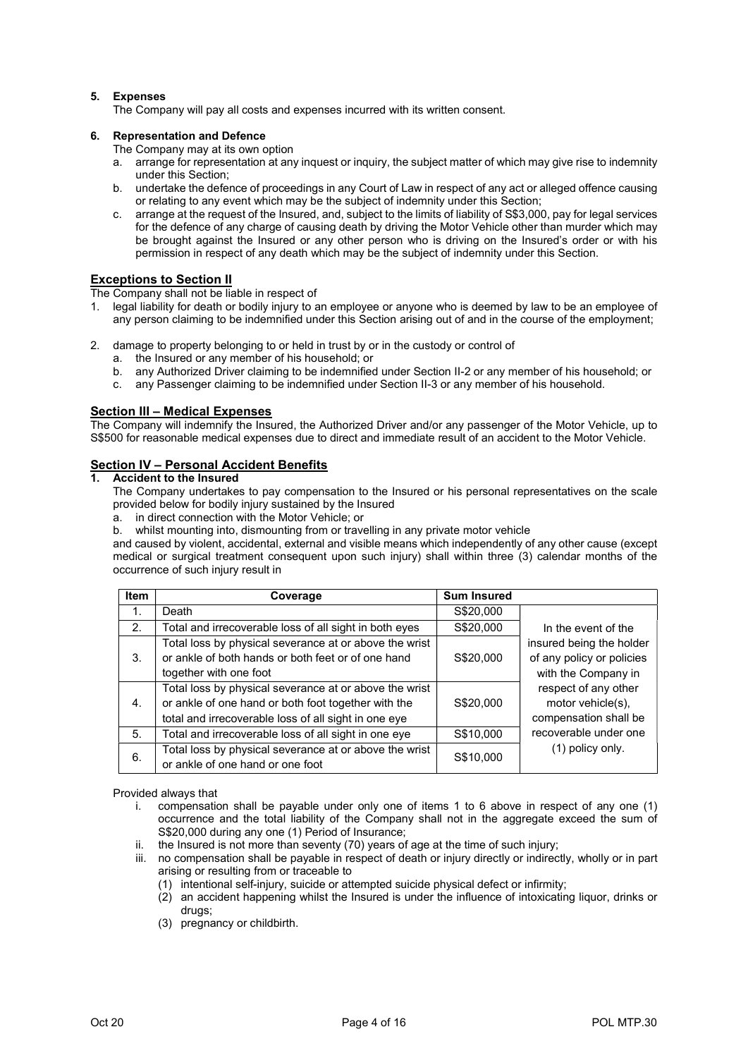**5. Expenses**

The Company will pay all costs and expenses incurred with its written consent.

**6. Representation and Defence**

The Company may at its own option

a. arrange for representation at any inquest or inquiry, the subject matter of which may give rise to indemnity under this Section;
b. undertake the defence of proceedings in any Court of Law in respect of any act or alleged offence causing or relating to any event which may be the subject of indemnity under this Section;
c. arrange at the request of the Insured, and, subject to the limits of liability of S$3,000, pay for legal services for the defence of any charge of causing death by driving the Motor Vehicle other than murder which may be brought against the Insured or any other person who is driving on the Insured's order or with his permission in respect of any death which may be the subject of indemnity under this Section.

## Exceptions to Section II

The Company shall not be liable in respect of

1. legal liability for death or bodily injury to an employee or anyone who is deemed by law to be an employee of any person claiming to be indemnified under this Section arising out of and in the course of the employment;

2. damage to property belonging to or held in trust by or in the custody or control of
   a. the Insured or any member of his household; or
   b. any Authorized Driver claiming to be indemnified under Section II-2 or any member of his household; or
   c. any Passenger claiming to be indemnified under Section II-3 or any member of his household.

## Section III – Medical Expenses

The Company will indemnify the Insured, the Authorized Driver and/or any passenger of the Motor Vehicle, up to S$500 for reasonable medical expenses due to direct and immediate result of an accident to the Motor Vehicle.

## Section IV – Personal Accident Benefits

**1. Accident to the Insured**

The Company undertakes to pay compensation to the Insured or his personal representatives on the scale provided below for bodily injury sustained by the Insured

a. in direct connection with the Motor Vehicle; or
b. whilst mounting into, dismounting from or travelling in any private motor vehicle

and caused by violent, accidental, external and visible means which independently of any other cause (except medical or surgical treatment consequent upon such injury) shall within three (3) calendar months of the occurrence of such injury result in

| Item | Coverage | Sum Insured | |
|---|---|---|---|
| 1. | Death | S$20,000 | In the event of the insured being the holder of any policy or policies with the Company in respect of any other motor vehicle(s), compensation shall be recoverable under one (1) policy only. |
| 2. | Total and irrecoverable loss of all sight in both eyes | S$20,000 | |
| 3. | Total loss by physical severance at or above the wrist or ankle of both hands or both feet or of one hand together with one foot | S$20,000 | |
| 4. | Total loss by physical severance at or above the wrist or ankle of one hand or both foot together with the total and irrecoverable loss of all sight in one eye | S$20,000 | |
| 5. | Total and irrecoverable loss of all sight in one eye | S$10,000 | |
| 6. | Total loss by physical severance at or above the wrist or ankle of one hand or one foot | S$10,000 | |

Provided always that

i. compensation shall be payable under only one of items 1 to 6 above in respect of any one (1) occurrence and the total liability of the Company shall not in the aggregate exceed the sum of S$20,000 during any one (1) Period of Insurance;
ii. the Insured is not more than seventy (70) years of age at the time of such injury;
iii. no compensation shall be payable in respect of death or injury directly or indirectly, wholly or in part arising or resulting from or traceable to
   (1) intentional self-injury, suicide or attempted suicide physical defect or infirmity;
   (2) an accident happening whilst the Insured is under the influence of intoxicating liquor, drinks or drugs;
   (3) pregnancy or childbirth.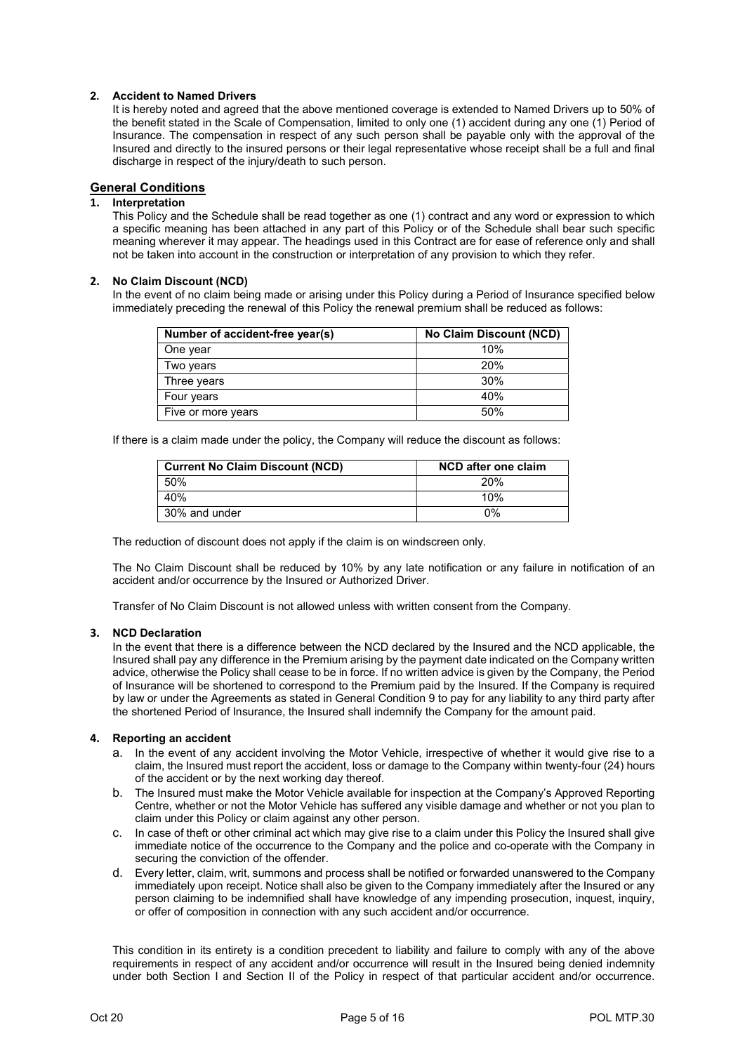**2. Accident to Named Drivers**

It is hereby noted and agreed that the above mentioned coverage is extended to Named Drivers up to 50% of the benefit stated in the Scale of Compensation, limited to only one (1) accident during any one (1) Period of Insurance. The compensation in respect of any such person shall be payable only with the approval of the Insured and directly to the insured persons or their legal representative whose receipt shall be a full and final discharge in respect of the injury/death to such person.

## General Conditions

**1. Interpretation**

This Policy and the Schedule shall be read together as one (1) contract and any word or expression to which a specific meaning has been attached in any part of this Policy or of the Schedule shall bear such specific meaning wherever it may appear. The headings used in this Contract are for ease of reference only and shall not be taken into account in the construction or interpretation of any provision to which they refer.

**2. No Claim Discount (NCD)**

In the event of no claim being made or arising under this Policy during a Period of Insurance specified below immediately preceding the renewal of this Policy the renewal premium shall be reduced as follows:

| Number of accident-free year(s) | No Claim Discount (NCD) |
|---|---|
| One year | 10% |
| Two years | 20% |
| Three years | 30% |
| Four years | 40% |
| Five or more years | 50% |

If there is a claim made under the policy, the Company will reduce the discount as follows:

| Current No Claim Discount (NCD) | NCD after one claim |
|---|---|
| 50% | 20% |
| 40% | 10% |
| 30% and under | 0% |

The reduction of discount does not apply if the claim is on windscreen only.

The No Claim Discount shall be reduced by 10% by any late notification or any failure in notification of an accident and/or occurrence by the Insured or Authorized Driver.

Transfer of No Claim Discount is not allowed unless with written consent from the Company.

**3. NCD Declaration**

In the event that there is a difference between the NCD declared by the Insured and the NCD applicable, the Insured shall pay any difference in the Premium arising by the payment date indicated on the Company written advice, otherwise the Policy shall cease to be in force. If no written advice is given by the Company, the Period of Insurance will be shortened to correspond to the Premium paid by the Insured. If the Company is required by law or under the Agreements as stated in General Condition 9 to pay for any liability to any third party after the shortened Period of Insurance, the Insured shall indemnify the Company for the amount paid.

**4. Reporting an accident**

a. In the event of any accident involving the Motor Vehicle, irrespective of whether it would give rise to a claim, the Insured must report the accident, loss or damage to the Company within twenty-four (24) hours of the accident or by the next working day thereof.

b. The Insured must make the Motor Vehicle available for inspection at the Company's Approved Reporting Centre, whether or not the Motor Vehicle has suffered any visible damage and whether or not you plan to claim under this Policy or claim against any other person.

c. In case of theft or other criminal act which may give rise to a claim under this Policy the Insured shall give immediate notice of the occurrence to the Company and the police and co-operate with the Company in securing the conviction of the offender.

d. Every letter, claim, writ, summons and process shall be notified or forwarded unanswered to the Company immediately upon receipt. Notice shall also be given to the Company immediately after the Insured or any person claiming to be indemnified shall have knowledge of any impending prosecution, inquest, inquiry, or offer of composition in connection with any such accident and/or occurrence.

This condition in its entirety is a condition precedent to liability and failure to comply with any of the above requirements in respect of any accident and/or occurrence will result in the Insured being denied indemnity under both Section I and Section II of the Policy in respect of that particular accident and/or occurrence.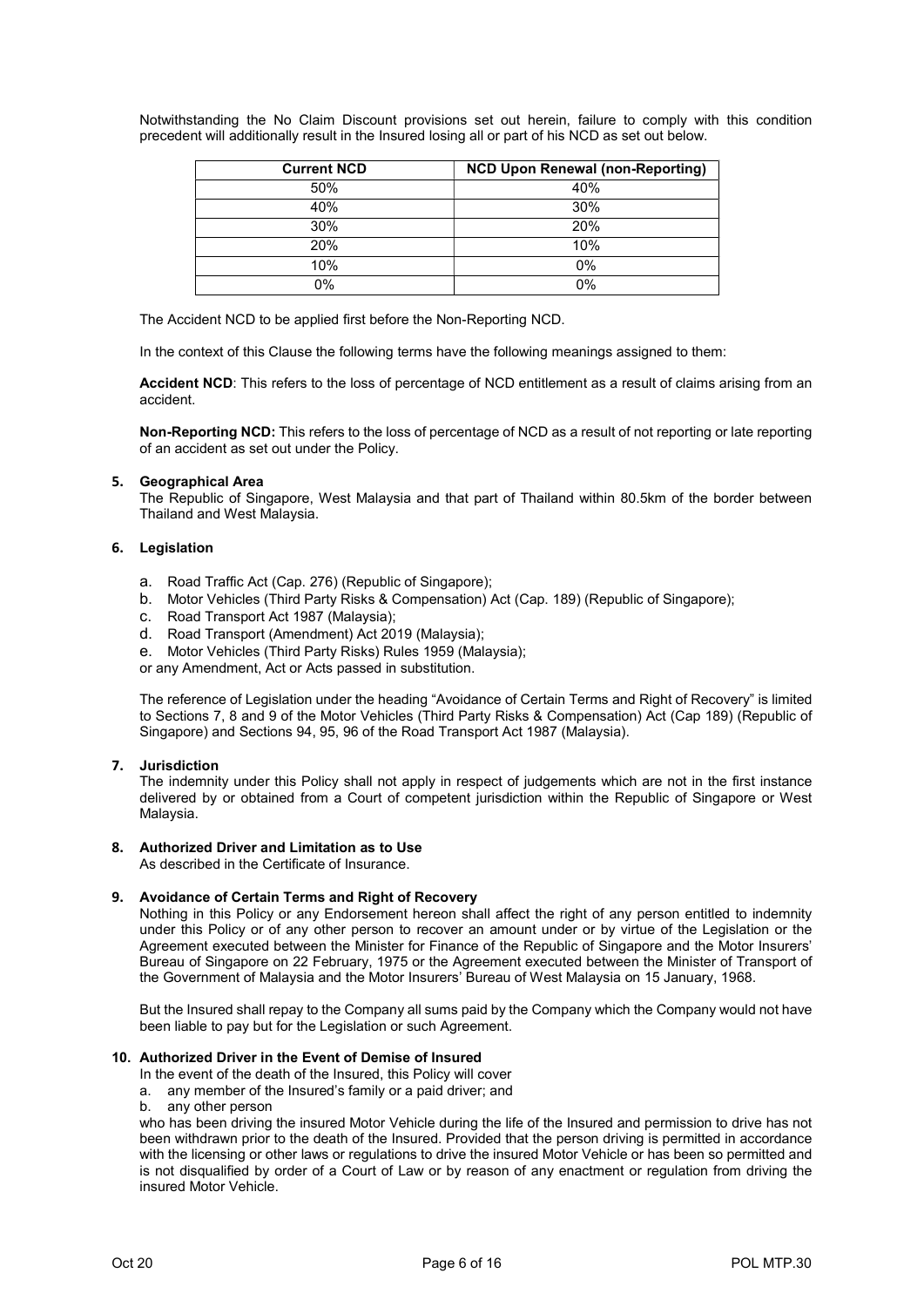Notwithstanding the No Claim Discount provisions set out herein, failure to comply with this condition precedent will additionally result in the Insured losing all or part of his NCD as set out below.

| Current NCD | NCD Upon Renewal (non-Reporting) |
|---|---|
| 50% | 40% |
| 40% | 30% |
| 30% | 20% |
| 20% | 10% |
| 10% | 0% |
| 0% | 0% |

The Accident NCD to be applied first before the Non-Reporting NCD.

In the context of this Clause the following terms have the following meanings assigned to them:

**Accident NCD**: This refers to the loss of percentage of NCD entitlement as a result of claims arising from an accident.

**Non-Reporting NCD:** This refers to the loss of percentage of NCD as a result of not reporting or late reporting of an accident as set out under the Policy.

**5. Geographical Area**

The Republic of Singapore, West Malaysia and that part of Thailand within 80.5km of the border between Thailand and West Malaysia.

**6. Legislation**

a. Road Traffic Act (Cap. 276) (Republic of Singapore);
b. Motor Vehicles (Third Party Risks & Compensation) Act (Cap. 189) (Republic of Singapore);
c. Road Transport Act 1987 (Malaysia);
d. Road Transport (Amendment) Act 2019 (Malaysia);
e. Motor Vehicles (Third Party Risks) Rules 1959 (Malaysia);

or any Amendment, Act or Acts passed in substitution.

The reference of Legislation under the heading "Avoidance of Certain Terms and Right of Recovery" is limited to Sections 7, 8 and 9 of the Motor Vehicles (Third Party Risks & Compensation) Act (Cap 189) (Republic of Singapore) and Sections 94, 95, 96 of the Road Transport Act 1987 (Malaysia).

**7. Jurisdiction**

The indemnity under this Policy shall not apply in respect of judgements which are not in the first instance delivered by or obtained from a Court of competent jurisdiction within the Republic of Singapore or West Malaysia.

**8. Authorized Driver and Limitation as to Use**

As described in the Certificate of Insurance.

**9. Avoidance of Certain Terms and Right of Recovery**

Nothing in this Policy or any Endorsement hereon shall affect the right of any person entitled to indemnity under this Policy or of any other person to recover an amount under or by virtue of the Legislation or the Agreement executed between the Minister for Finance of the Republic of Singapore and the Motor Insurers' Bureau of Singapore on 22 February, 1975 or the Agreement executed between the Minister of Transport of the Government of Malaysia and the Motor Insurers' Bureau of West Malaysia on 15 January, 1968.

But the Insured shall repay to the Company all sums paid by the Company which the Company would not have been liable to pay but for the Legislation or such Agreement.

**10. Authorized Driver in the Event of Demise of Insured**

In the event of the death of the Insured, this Policy will cover

a. any member of the Insured's family or a paid driver; and
b. any other person

who has been driving the insured Motor Vehicle during the life of the Insured and permission to drive has not been withdrawn prior to the death of the Insured. Provided that the person driving is permitted in accordance with the licensing or other laws or regulations to drive the insured Motor Vehicle or has been so permitted and is not disqualified by order of a Court of Law or by reason of any enactment or regulation from driving the insured Motor Vehicle.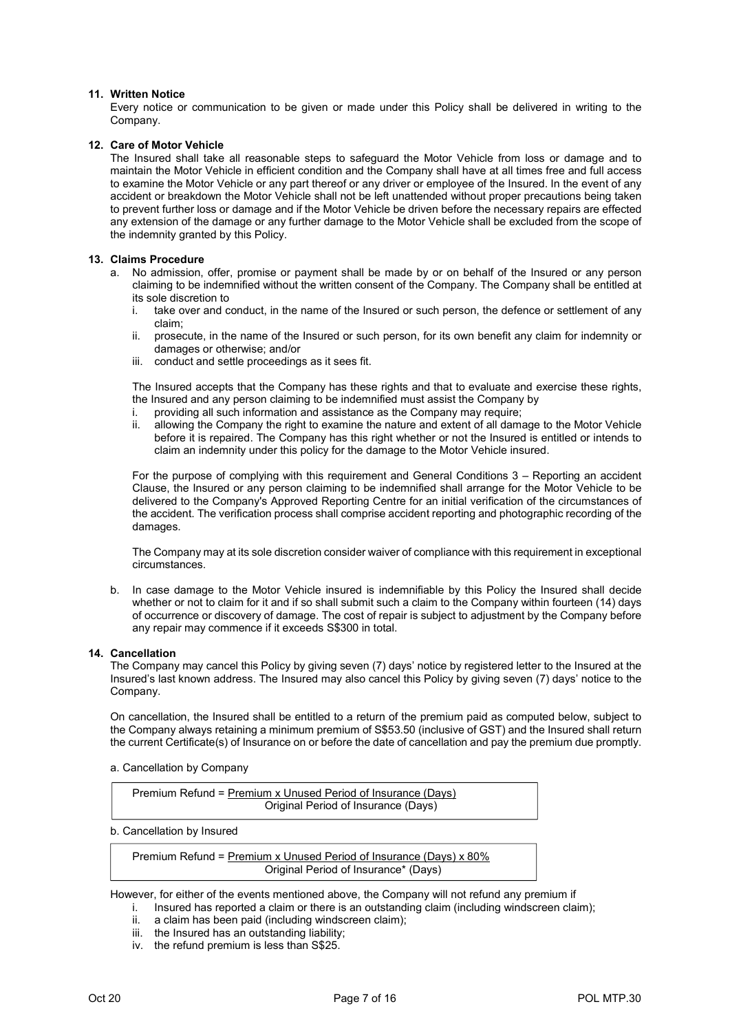**11. Written Notice**

Every notice or communication to be given or made under this Policy shall be delivered in writing to the Company.

**12. Care of Motor Vehicle**

The Insured shall take all reasonable steps to safeguard the Motor Vehicle from loss or damage and to maintain the Motor Vehicle in efficient condition and the Company shall have at all times free and full access to examine the Motor Vehicle or any part thereof or any driver or employee of the Insured. In the event of any accident or breakdown the Motor Vehicle shall not be left unattended without proper precautions being taken to prevent further loss or damage and if the Motor Vehicle be driven before the necessary repairs are effected any extension of the damage or any further damage to the Motor Vehicle shall be excluded from the scope of the indemnity granted by this Policy.

**13. Claims Procedure**

a. No admission, offer, promise or payment shall be made by or on behalf of the Insured or any person claiming to be indemnified without the written consent of the Company. The Company shall be entitled at its sole discretion to
   i. take over and conduct, in the name of the Insured or such person, the defence or settlement of any claim;
   ii. prosecute, in the name of the Insured or such person, for its own benefit any claim for indemnity or damages or otherwise; and/or
   iii. conduct and settle proceedings as it sees fit.

   The Insured accepts that the Company has these rights and that to evaluate and exercise these rights, the Insured and any person claiming to be indemnified must assist the Company by
   i. providing all such information and assistance as the Company may require;
   ii. allowing the Company the right to examine the nature and extent of all damage to the Motor Vehicle before it is repaired. The Company has this right whether or not the Insured is entitled or intends to claim an indemnity under this policy for the damage to the Motor Vehicle insured.

   For the purpose of complying with this requirement and General Conditions 3 – Reporting an accident Clause, the Insured or any person claiming to be indemnified shall arrange for the Motor Vehicle to be delivered to the Company's Approved Reporting Centre for an initial verification of the circumstances of the accident. The verification process shall comprise accident reporting and photographic recording of the damages.

   The Company may at its sole discretion consider waiver of compliance with this requirement in exceptional circumstances.

b. In case damage to the Motor Vehicle insured is indemnifiable by this Policy the Insured shall decide whether or not to claim for it and if so shall submit such a claim to the Company within fourteen (14) days of occurrence or discovery of damage. The cost of repair is subject to adjustment by the Company before any repair may commence if it exceeds S$300 in total.

**14. Cancellation**

The Company may cancel this Policy by giving seven (7) days' notice by registered letter to the Insured at the Insured's last known address. The Insured may also cancel this Policy by giving seven (7) days' notice to the Company.

On cancellation, the Insured shall be entitled to a return of the premium paid as computed below, subject to the Company always retaining a minimum premium of S$53.50 (inclusive of GST) and the Insured shall return the current Certificate(s) of Insurance on or before the date of cancellation and pay the premium due promptly.

a. Cancellation by Company

$$\text{Premium Refund} = \frac{\text{Premium} \times \text{Unused Period of Insurance (Days)}}{\text{Original Period of Insurance (Days)}}$$

b. Cancellation by Insured

$$\text{Premium Refund} = \frac{\text{Premium} \times \text{Unused Period of Insurance (Days)} \times 80\%}{\text{Original Period of Insurance* (Days)}}$$

However, for either of the events mentioned above, the Company will not refund any premium if
   i. Insured has reported a claim or there is an outstanding claim (including windscreen claim);
   ii. a claim has been paid (including windscreen claim);
   iii. the Insured has an outstanding liability;
   iv. the refund premium is less than S$25.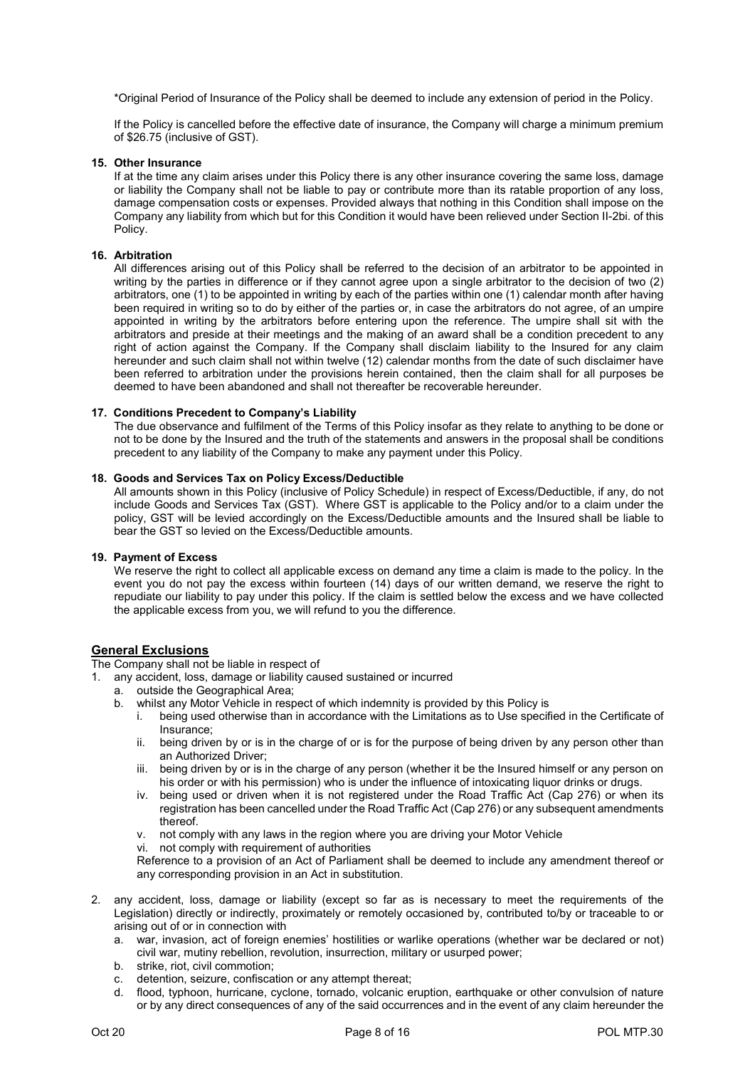*Original Period of Insurance of the Policy shall be deemed to include any extension of period in the Policy.

If the Policy is cancelled before the effective date of insurance, the Company will charge a minimum premium of $26.75 (inclusive of GST).

**15. Other Insurance**

If at the time any claim arises under this Policy there is any other insurance covering the same loss, damage or liability the Company shall not be liable to pay or contribute more than its ratable proportion of any loss, damage compensation costs or expenses. Provided always that nothing in this Condition shall impose on the Company any liability from which but for this Condition it would have been relieved under Section II-2bi. of this Policy.

**16. Arbitration**

All differences arising out of this Policy shall be referred to the decision of an arbitrator to be appointed in writing by the parties in difference or if they cannot agree upon a single arbitrator to the decision of two (2) arbitrators, one (1) to be appointed in writing by each of the parties within one (1) calendar month after having been required in writing so to do by either of the parties or, in case the arbitrators do not agree, of an umpire appointed in writing by the arbitrators before entering upon the reference. The umpire shall sit with the arbitrators and preside at their meetings and the making of an award shall be a condition precedent to any right of action against the Company. If the Company shall disclaim liability to the Insured for any claim hereunder and such claim shall not within twelve (12) calendar months from the date of such disclaimer have been referred to arbitration under the provisions herein contained, then the claim shall for all purposes be deemed to have been abandoned and shall not thereafter be recoverable hereunder.

**17. Conditions Precedent to Company's Liability**

The due observance and fulfilment of the Terms of this Policy insofar as they relate to anything to be done or not to be done by the Insured and the truth of the statements and answers in the proposal shall be conditions precedent to any liability of the Company to make any payment under this Policy.

**18. Goods and Services Tax on Policy Excess/Deductible**

All amounts shown in this Policy (inclusive of Policy Schedule) in respect of Excess/Deductible, if any, do not include Goods and Services Tax (GST). Where GST is applicable to the Policy and/or to a claim under the policy, GST will be levied accordingly on the Excess/Deductible amounts and the Insured shall be liable to bear the GST so levied on the Excess/Deductible amounts.

**19. Payment of Excess**

We reserve the right to collect all applicable excess on demand any time a claim is made to the policy. In the event you do not pay the excess within fourteen (14) days of our written demand, we reserve the right to repudiate our liability to pay under this policy. If the claim is settled below the excess and we have collected the applicable excess from you, we will refund to you the difference.

## General Exclusions

The Company shall not be liable in respect of

1. any accident, loss, damage or liability caused sustained or incurred
   a. outside the Geographical Area;
   b. whilst any Motor Vehicle in respect of which indemnity is provided by this Policy is
      i. being used otherwise than in accordance with the Limitations as to Use specified in the Certificate of Insurance;
      ii. being driven by or is in the charge of or is for the purpose of being driven by any person other than an Authorized Driver;
      iii. being driven by or is in the charge of any person (whether it be the Insured himself or any person on his order or with his permission) who is under the influence of intoxicating liquor drinks or drugs.
      iv. being used or driven when it is not registered under the Road Traffic Act (Cap 276) or when its registration has been cancelled under the Road Traffic Act (Cap 276) or any subsequent amendments thereof.
      v. not comply with any laws in the region where you are driving your Motor Vehicle
      vi. not comply with requirement of authorities

   Reference to a provision of an Act of Parliament shall be deemed to include any amendment thereof or any corresponding provision in an Act in substitution.

2. any accident, loss, damage or liability (except so far as is necessary to meet the requirements of the Legislation) directly or indirectly, proximately or remotely occasioned by, contributed to/by or traceable to or arising out of or in connection with
   a. war, invasion, act of foreign enemies' hostilities or warlike operations (whether war be declared or not) civil war, mutiny rebellion, revolution, insurrection, military or usurped power;
   b. strike, riot, civil commotion;
   c. detention, seizure, confiscation or any attempt thereat;
   d. flood, typhoon, hurricane, cyclone, tornado, volcanic eruption, earthquake or other convulsion of nature or by any direct consequences of any of the said occurrences and in the event of any claim hereunder the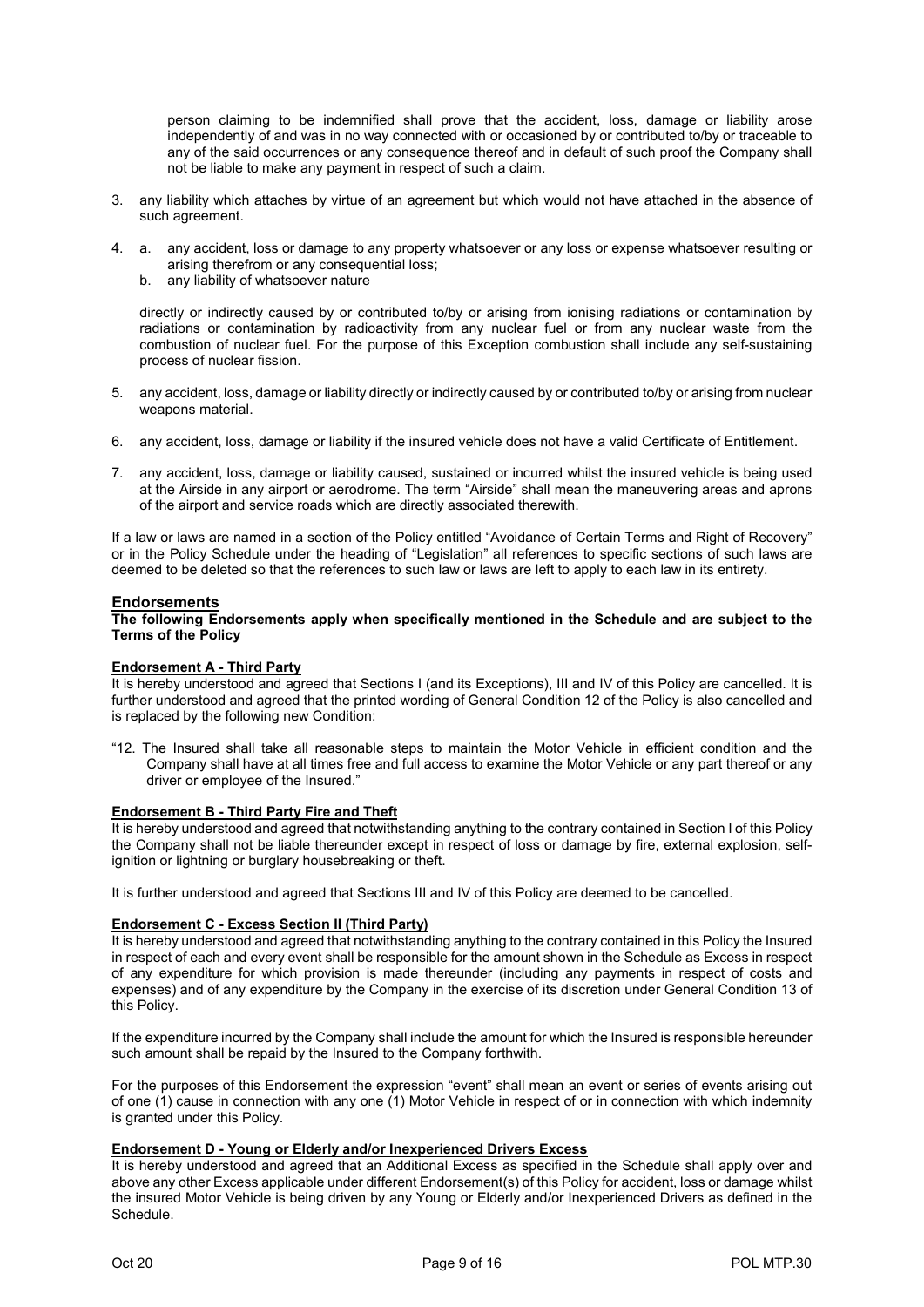person claiming to be indemnified shall prove that the accident, loss, damage or liability arose independently of and was in no way connected with or occasioned by or contributed to/by or traceable to any of the said occurrences or any consequence thereof and in default of such proof the Company shall not be liable to make any payment in respect of such a claim.

3. any liability which attaches by virtue of an agreement but which would not have attached in the absence of such agreement.

4. a. any accident, loss or damage to any property whatsoever or any loss or expense whatsoever resulting or arising therefrom or any consequential loss;
   b. any liability of whatsoever nature

   directly or indirectly caused by or contributed to/by or arising from ionising radiations or contamination by radiations or contamination by radioactivity from any nuclear fuel or from any nuclear waste from the combustion of nuclear fuel. For the purpose of this Exception combustion shall include any self-sustaining process of nuclear fission.

5. any accident, loss, damage or liability directly or indirectly caused by or contributed to/by or arising from nuclear weapons material.

6. any accident, loss, damage or liability if the insured vehicle does not have a valid Certificate of Entitlement.

7. any accident, loss, damage or liability caused, sustained or incurred whilst the insured vehicle is being used at the Airside in any airport or aerodrome. The term "Airside" shall mean the maneuvering areas and aprons of the airport and service roads which are directly associated therewith.

If a law or laws are named in a section of the Policy entitled "Avoidance of Certain Terms and Right of Recovery" or in the Policy Schedule under the heading of "Legislation" all references to specific sections of such laws are deemed to be deleted so that the references to such law or laws are left to apply to each law in its entirety.

## Endorsements

**The following Endorsements apply when specifically mentioned in the Schedule and are subject to the Terms of the Policy**

### Endorsement A - Third Party

It is hereby understood and agreed that Sections I (and its Exceptions), III and IV of this Policy are cancelled. It is further understood and agreed that the printed wording of General Condition 12 of the Policy is also cancelled and is replaced by the following new Condition:

"12. The Insured shall take all reasonable steps to maintain the Motor Vehicle in efficient condition and the Company shall have at all times free and full access to examine the Motor Vehicle or any part thereof or any driver or employee of the Insured."

### Endorsement B - Third Party Fire and Theft

It is hereby understood and agreed that notwithstanding anything to the contrary contained in Section I of this Policy the Company shall not be liable thereunder except in respect of loss or damage by fire, external explosion, self-ignition or lightning or burglary housebreaking or theft.

It is further understood and agreed that Sections III and IV of this Policy are deemed to be cancelled.

### Endorsement C - Excess Section II (Third Party)

It is hereby understood and agreed that notwithstanding anything to the contrary contained in this Policy the Insured in respect of each and every event shall be responsible for the amount shown in the Schedule as Excess in respect of any expenditure for which provision is made thereunder (including any payments in respect of costs and expenses) and of any expenditure by the Company in the exercise of its discretion under General Condition 13 of this Policy.

If the expenditure incurred by the Company shall include the amount for which the Insured is responsible hereunder such amount shall be repaid by the Insured to the Company forthwith.

For the purposes of this Endorsement the expression "event" shall mean an event or series of events arising out of one (1) cause in connection with any one (1) Motor Vehicle in respect of or in connection with which indemnity is granted under this Policy.

### Endorsement D - Young or Elderly and/or Inexperienced Drivers Excess

It is hereby understood and agreed that an Additional Excess as specified in the Schedule shall apply over and above any other Excess applicable under different Endorsement(s) of this Policy for accident, loss or damage whilst the insured Motor Vehicle is being driven by any Young or Elderly and/or Inexperienced Drivers as defined in the Schedule.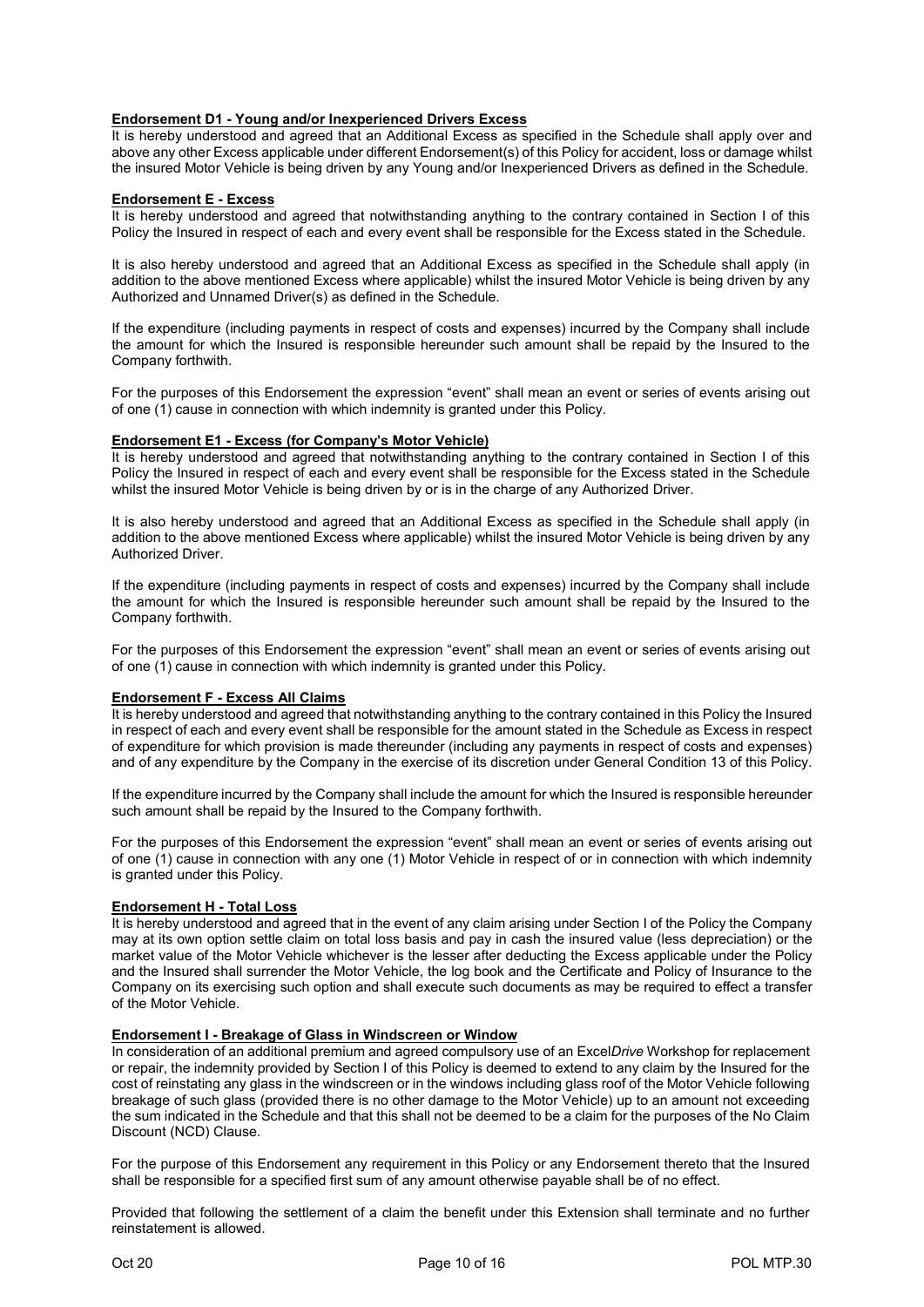**Endorsement D1 - Young and/or Inexperienced Drivers Excess**

It is hereby understood and agreed that an Additional Excess as specified in the Schedule shall apply over and above any other Excess applicable under different Endorsement(s) of this Policy for accident, loss or damage whilst the insured Motor Vehicle is being driven by any Young and/or Inexperienced Drivers as defined in the Schedule.

**Endorsement E - Excess**

It is hereby understood and agreed that notwithstanding anything to the contrary contained in Section I of this Policy the Insured in respect of each and every event shall be responsible for the Excess stated in the Schedule.

It is also hereby understood and agreed that an Additional Excess as specified in the Schedule shall apply (in addition to the above mentioned Excess where applicable) whilst the insured Motor Vehicle is being driven by any Authorized and Unnamed Driver(s) as defined in the Schedule.

If the expenditure (including payments in respect of costs and expenses) incurred by the Company shall include the amount for which the Insured is responsible hereunder such amount shall be repaid by the Insured to the Company forthwith.

For the purposes of this Endorsement the expression "event" shall mean an event or series of events arising out of one (1) cause in connection with which indemnity is granted under this Policy.

**Endorsement E1 - Excess (for Company's Motor Vehicle)**

It is hereby understood and agreed that notwithstanding anything to the contrary contained in Section I of this Policy the Insured in respect of each and every event shall be responsible for the Excess stated in the Schedule whilst the insured Motor Vehicle is being driven by or is in the charge of any Authorized Driver.

It is also hereby understood and agreed that an Additional Excess as specified in the Schedule shall apply (in addition to the above mentioned Excess where applicable) whilst the insured Motor Vehicle is being driven by any Authorized Driver.

If the expenditure (including payments in respect of costs and expenses) incurred by the Company shall include the amount for which the Insured is responsible hereunder such amount shall be repaid by the Insured to the Company forthwith.

For the purposes of this Endorsement the expression "event" shall mean an event or series of events arising out of one (1) cause in connection with which indemnity is granted under this Policy.

**Endorsement F - Excess All Claims**

It is hereby understood and agreed that notwithstanding anything to the contrary contained in this Policy the Insured in respect of each and every event shall be responsible for the amount stated in the Schedule as Excess in respect of expenditure for which provision is made thereunder (including any payments in respect of costs and expenses) and of any expenditure by the Company in the exercise of its discretion under General Condition 13 of this Policy.

If the expenditure incurred by the Company shall include the amount for which the Insured is responsible hereunder such amount shall be repaid by the Insured to the Company forthwith.

For the purposes of this Endorsement the expression "event" shall mean an event or series of events arising out of one (1) cause in connection with any one (1) Motor Vehicle in respect of or in connection with which indemnity is granted under this Policy.

**Endorsement H - Total Loss**

It is hereby understood and agreed that in the event of any claim arising under Section I of the Policy the Company may at its own option settle claim on total loss basis and pay in cash the insured value (less depreciation) or the market value of the Motor Vehicle whichever is the lesser after deducting the Excess applicable under the Policy and the Insured shall surrender the Motor Vehicle, the log book and the Certificate and Policy of Insurance to the Company on its exercising such option and shall execute such documents as may be required to effect a transfer of the Motor Vehicle.

**Endorsement I - Breakage of Glass in Windscreen or Window**

In consideration of an additional premium and agreed compulsory use of an Excel*Drive* Workshop for replacement or repair, the indemnity provided by Section I of this Policy is deemed to extend to any claim by the Insured for the cost of reinstating any glass in the windscreen or in the windows including glass roof of the Motor Vehicle following breakage of such glass (provided there is no other damage to the Motor Vehicle) up to an amount not exceeding the sum indicated in the Schedule and that this shall not be deemed to be a claim for the purposes of the No Claim Discount (NCD) Clause.

For the purpose of this Endorsement any requirement in this Policy or any Endorsement thereto that the Insured shall be responsible for a specified first sum of any amount otherwise payable shall be of no effect.

Provided that following the settlement of a claim the benefit under this Extension shall terminate and no further reinstatement is allowed.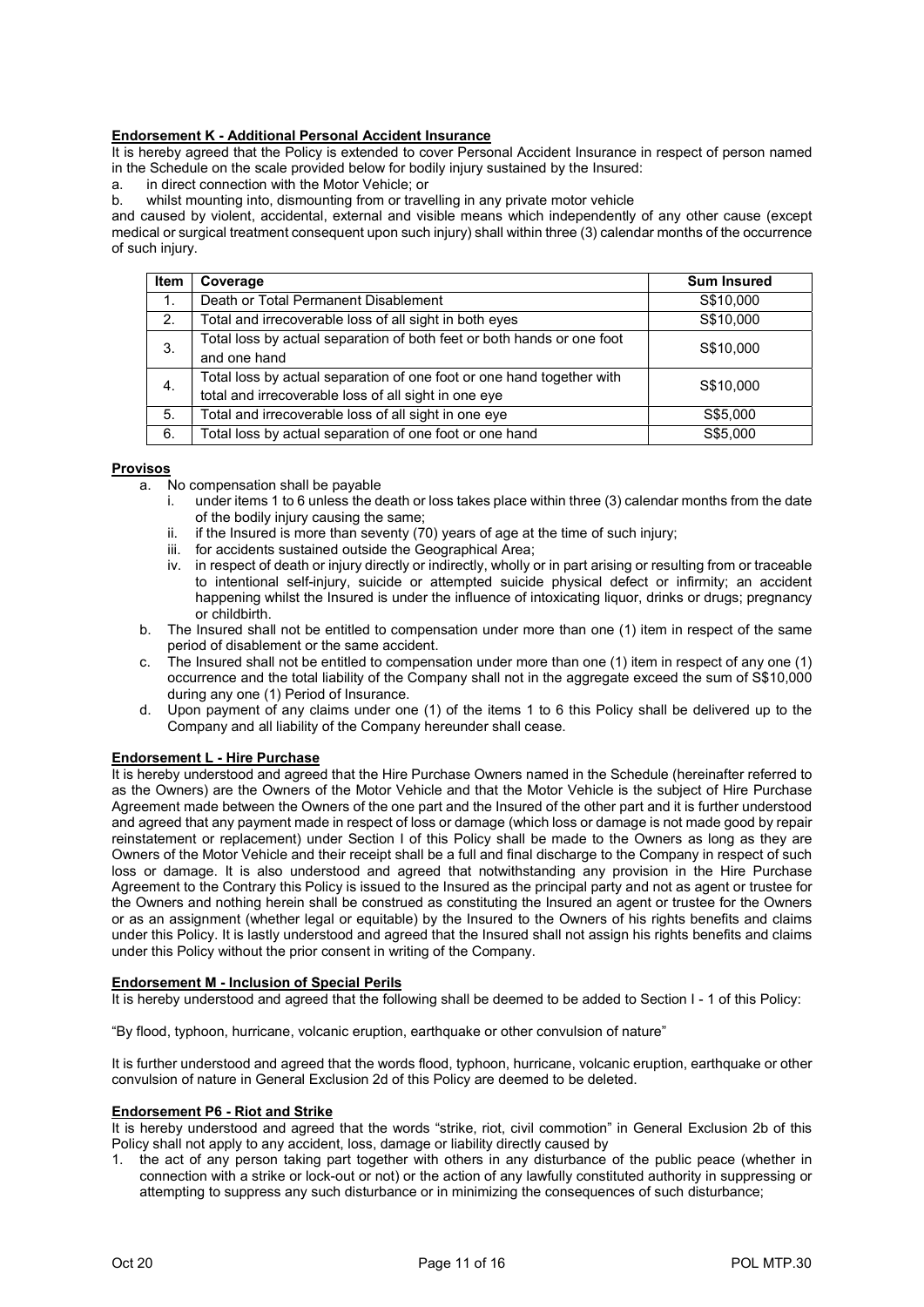**Endorsement K - Additional Personal Accident Insurance**

It is hereby agreed that the Policy is extended to cover Personal Accident Insurance in respect of person named in the Schedule on the scale provided below for bodily injury sustained by the Insured:

a. in direct connection with the Motor Vehicle; or
b. whilst mounting into, dismounting from or travelling in any private motor vehicle

and caused by violent, accidental, external and visible means which independently of any other cause (except medical or surgical treatment consequent upon such injury) shall within three (3) calendar months of the occurrence of such injury.

| Item | Coverage | Sum Insured |
|---|---|---|
| 1. | Death or Total Permanent Disablement | S$10,000 |
| 2. | Total and irrecoverable loss of all sight in both eyes | S$10,000 |
| 3. | Total loss by actual separation of both feet or both hands or one foot and one hand | S$10,000 |
| 4. | Total loss by actual separation of one foot or one hand together with total and irrecoverable loss of all sight in one eye | S$10,000 |
| 5. | Total and irrecoverable loss of all sight in one eye | S$5,000 |
| 6. | Total loss by actual separation of one foot or one hand | S$5,000 |

**Provisos**

a. No compensation shall be payable
   i. under items 1 to 6 unless the death or loss takes place within three (3) calendar months from the date of the bodily injury causing the same;
   ii. if the Insured is more than seventy (70) years of age at the time of such injury;
   iii. for accidents sustained outside the Geographical Area;
   iv. in respect of death or injury directly or indirectly, wholly or in part arising or resulting from or traceable to intentional self-injury, suicide or attempted suicide physical defect or infirmity; an accident happening whilst the Insured is under the influence of intoxicating liquor, drinks or drugs; pregnancy or childbirth.
b. The Insured shall not be entitled to compensation under more than one (1) item in respect of the same period of disablement or the same accident.
c. The Insured shall not be entitled to compensation under more than one (1) item in respect of any one (1) occurrence and the total liability of the Company shall not in the aggregate exceed the sum of S$10,000 during any one (1) Period of Insurance.
d. Upon payment of any claims under one (1) of the items 1 to 6 this Policy shall be delivered up to the Company and all liability of the Company hereunder shall cease.

**Endorsement L - Hire Purchase**

It is hereby understood and agreed that the Hire Purchase Owners named in the Schedule (hereinafter referred to as the Owners) are the Owners of the Motor Vehicle and that the Motor Vehicle is the subject of Hire Purchase Agreement made between the Owners of the one part and the Insured of the other part and it is further understood and agreed that any payment made in respect of loss or damage (which loss or damage is not made good by repair reinstatement or replacement) under Section I of this Policy shall be made to the Owners as long as they are Owners of the Motor Vehicle and their receipt shall be a full and final discharge to the Company in respect of such loss or damage. It is also understood and agreed that notwithstanding any provision in the Hire Purchase Agreement to the Contrary this Policy is issued to the Insured as the principal party and not as agent or trustee for the Owners and nothing herein shall be construed as constituting the Insured an agent or trustee for the Owners or as an assignment (whether legal or equitable) by the Insured to the Owners of his rights benefits and claims under this Policy. It is lastly understood and agreed that the Insured shall not assign his rights benefits and claims under this Policy without the prior consent in writing of the Company.

**Endorsement M - Inclusion of Special Perils**

It is hereby understood and agreed that the following shall be deemed to be added to Section I - 1 of this Policy:

"By flood, typhoon, hurricane, volcanic eruption, earthquake or other convulsion of nature"

It is further understood and agreed that the words flood, typhoon, hurricane, volcanic eruption, earthquake or other convulsion of nature in General Exclusion 2d of this Policy are deemed to be deleted.

**Endorsement P6 - Riot and Strike**

It is hereby understood and agreed that the words "strike, riot, civil commotion" in General Exclusion 2b of this Policy shall not apply to any accident, loss, damage or liability directly caused by

1. the act of any person taking part together with others in any disturbance of the public peace (whether in connection with a strike or lock-out or not) or the action of any lawfully constituted authority in suppressing or attempting to suppress any such disturbance or in minimizing the consequences of such disturbance;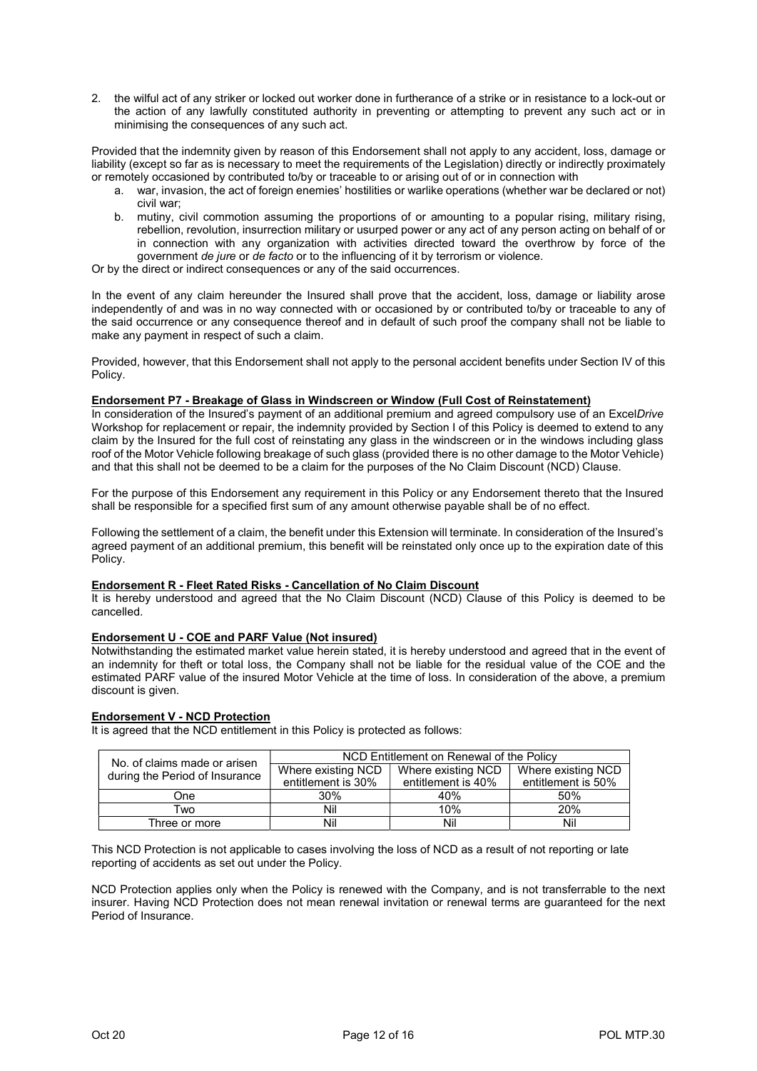2. the wilful act of any striker or locked out worker done in furtherance of a strike or in resistance to a lock-out or the action of any lawfully constituted authority in preventing or attempting to prevent any such act or in minimising the consequences of any such act.

Provided that the indemnity given by reason of this Endorsement shall not apply to any accident, loss, damage or liability (except so far as is necessary to meet the requirements of the Legislation) directly or indirectly proximately or remotely occasioned by contributed to/by or traceable to or arising out of or in connection with

a. war, invasion, the act of foreign enemies' hostilities or warlike operations (whether war be declared or not) civil war;
b. mutiny, civil commotion assuming the proportions of or amounting to a popular rising, military rising, rebellion, revolution, insurrection military or usurped power or any act of any person acting on behalf of or in connection with any organization with activities directed toward the overthrow by force of the government *de jure* or *de facto* or to the influencing of it by terrorism or violence.

Or by the direct or indirect consequences or any of the said occurrences.

In the event of any claim hereunder the Insured shall prove that the accident, loss, damage or liability arose independently of and was in no way connected with or occasioned by or contributed to/by or traceable to any of the said occurrence or any consequence thereof and in default of such proof the company shall not be liable to make any payment in respect of such a claim.

Provided, however, that this Endorsement shall not apply to the personal accident benefits under Section IV of this Policy.

**Endorsement P7 - Breakage of Glass in Windscreen or Window (Full Cost of Reinstatement)**

In consideration of the Insured's payment of an additional premium and agreed compulsory use of an Excel*Drive* Workshop for replacement or repair, the indemnity provided by Section I of this Policy is deemed to extend to any claim by the Insured for the full cost of reinstating any glass in the windscreen or in the windows including glass roof of the Motor Vehicle following breakage of such glass (provided there is no other damage to the Motor Vehicle) and that this shall not be deemed to be a claim for the purposes of the No Claim Discount (NCD) Clause.

For the purpose of this Endorsement any requirement in this Policy or any Endorsement thereto that the Insured shall be responsible for a specified first sum of any amount otherwise payable shall be of no effect.

Following the settlement of a claim, the benefit under this Extension will terminate. In consideration of the Insured's agreed payment of an additional premium, this benefit will be reinstated only once up to the expiration date of this Policy.

**Endorsement R - Fleet Rated Risks - Cancellation of No Claim Discount**

It is hereby understood and agreed that the No Claim Discount (NCD) Clause of this Policy is deemed to be cancelled.

**Endorsement U - COE and PARF Value (Not insured)**

Notwithstanding the estimated market value herein stated, it is hereby understood and agreed that in the event of an indemnity for theft or total loss, the Company shall not be liable for the residual value of the COE and the estimated PARF value of the insured Motor Vehicle at the time of loss. In consideration of the above, a premium discount is given.

**Endorsement V - NCD Protection**

It is agreed that the NCD entitlement in this Policy is protected as follows:

| No. of claims made or arisen during the Period of Insurance | NCD Entitlement on Renewal of the Policy | | |
|---|---|---|---|
| | Where existing NCD entitlement is 30% | Where existing NCD entitlement is 40% | Where existing NCD entitlement is 50% |
| One | 30% | 40% | 50% |
| Two | Nil | 10% | 20% |
| Three or more | Nil | Nil | Nil |

This NCD Protection is not applicable to cases involving the loss of NCD as a result of not reporting or late reporting of accidents as set out under the Policy.

NCD Protection applies only when the Policy is renewed with the Company, and is not transferrable to the next insurer. Having NCD Protection does not mean renewal invitation or renewal terms are guaranteed for the next Period of Insurance.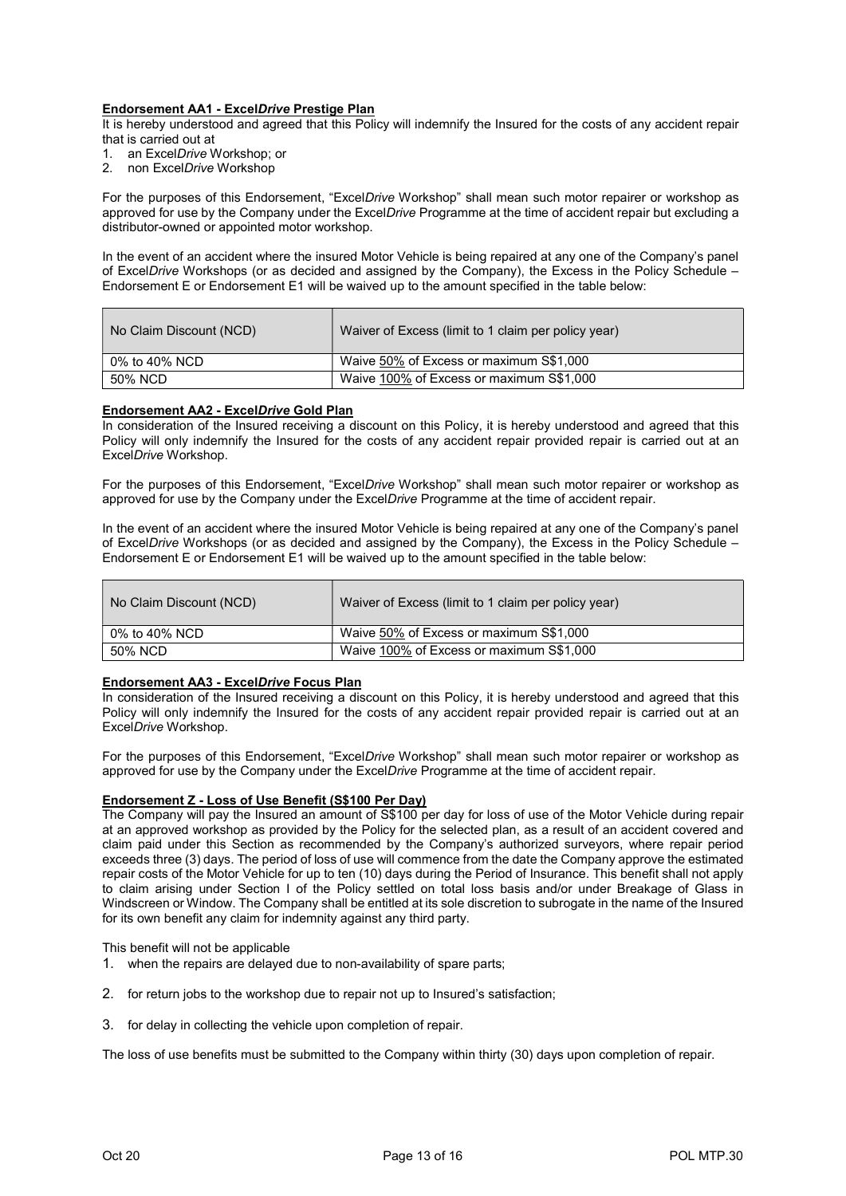**Endorsement AA1 - Excel*Drive* Prestige Plan**

It is hereby understood and agreed that this Policy will indemnify the Insured for the costs of any accident repair that is carried out at

1. an Excel*Drive* Workshop; or
2. non Excel*Drive* Workshop

For the purposes of this Endorsement, "Excel*Drive* Workshop" shall mean such motor repairer or workshop as approved for use by the Company under the Excel*Drive* Programme at the time of accident repair but excluding a distributor-owned or appointed motor workshop.

In the event of an accident where the insured Motor Vehicle is being repaired at any one of the Company's panel of Excel*Drive* Workshops (or as decided and assigned by the Company), the Excess in the Policy Schedule – Endorsement E or Endorsement E1 will be waived up to the amount specified in the table below:

| No Claim Discount (NCD) | Waiver of Excess (limit to 1 claim per policy year) |
|---|---|
| 0% to 40% NCD | Waive 50% of Excess or maximum S$1,000 |
| 50% NCD | Waive 100% of Excess or maximum S$1,000 |

**Endorsement AA2 - Excel*Drive* Gold Plan**

In consideration of the Insured receiving a discount on this Policy, it is hereby understood and agreed that this Policy will only indemnify the Insured for the costs of any accident repair provided repair is carried out at an Excel*Drive* Workshop.

For the purposes of this Endorsement, "Excel*Drive* Workshop" shall mean such motor repairer or workshop as approved for use by the Company under the Excel*Drive* Programme at the time of accident repair.

In the event of an accident where the insured Motor Vehicle is being repaired at any one of the Company's panel of Excel*Drive* Workshops (or as decided and assigned by the Company), the Excess in the Policy Schedule – Endorsement E or Endorsement E1 will be waived up to the amount specified in the table below:

| No Claim Discount (NCD) | Waiver of Excess (limit to 1 claim per policy year) |
|---|---|
| 0% to 40% NCD | Waive 50% of Excess or maximum S$1,000 |
| 50% NCD | Waive 100% of Excess or maximum S$1,000 |

**Endorsement AA3 - Excel*Drive* Focus Plan**

In consideration of the Insured receiving a discount on this Policy, it is hereby understood and agreed that this Policy will only indemnify the Insured for the costs of any accident repair provided repair is carried out at an Excel*Drive* Workshop.

For the purposes of this Endorsement, "Excel*Drive* Workshop" shall mean such motor repairer or workshop as approved for use by the Company under the Excel*Drive* Programme at the time of accident repair.

**Endorsement Z - Loss of Use Benefit (S$100 Per Day)**

The Company will pay the Insured an amount of S$100 per day for loss of use of the Motor Vehicle during repair at an approved workshop as provided by the Policy for the selected plan, as a result of an accident covered and claim paid under this Section as recommended by the Company's authorized surveyors, where repair period exceeds three (3) days. The period of loss of use will commence from the date the Company approve the estimated repair costs of the Motor Vehicle for up to ten (10) days during the Period of Insurance. This benefit shall not apply to claim arising under Section I of the Policy settled on total loss basis and/or under Breakage of Glass in Windscreen or Window. The Company shall be entitled at its sole discretion to subrogate in the name of the Insured for its own benefit any claim for indemnity against any third party.

This benefit will not be applicable

1. when the repairs are delayed due to non-availability of spare parts;
2. for return jobs to the workshop due to repair not up to Insured's satisfaction;
3. for delay in collecting the vehicle upon completion of repair.

The loss of use benefits must be submitted to the Company within thirty (30) days upon completion of repair.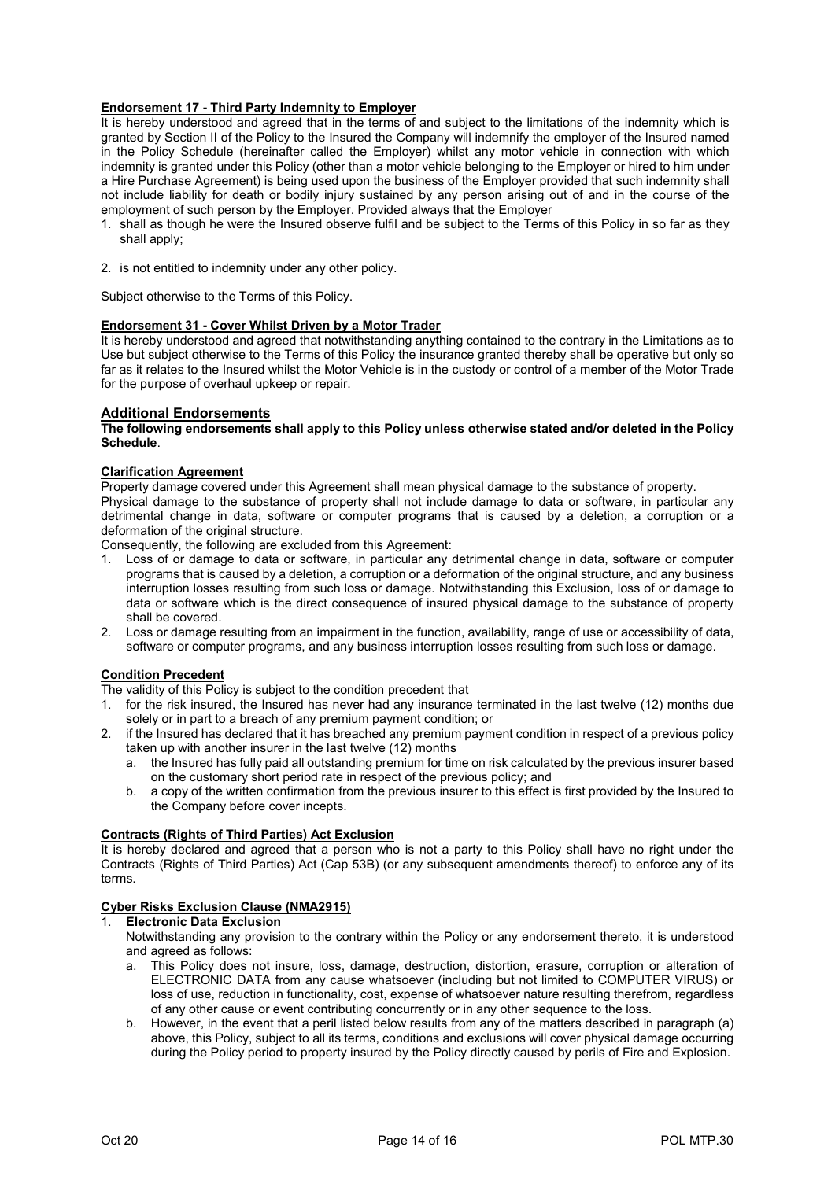**Endorsement 17 - Third Party Indemnity to Employer**

It is hereby understood and agreed that in the terms of and subject to the limitations of the indemnity which is granted by Section II of the Policy to the Insured the Company will indemnify the employer of the Insured named in the Policy Schedule (hereinafter called the Employer) whilst any motor vehicle in connection with which indemnity is granted under this Policy (other than a motor vehicle belonging to the Employer or hired to him under a Hire Purchase Agreement) is being used upon the business of the Employer provided that such indemnity shall not include liability for death or bodily injury sustained by any person arising out of and in the course of the employment of such person by the Employer. Provided always that the Employer

1. shall as though he were the Insured observe fulfil and be subject to the Terms of this Policy in so far as they shall apply;
2. is not entitled to indemnity under any other policy.

Subject otherwise to the Terms of this Policy.

**Endorsement 31 - Cover Whilst Driven by a Motor Trader**

It is hereby understood and agreed that notwithstanding anything contained to the contrary in the Limitations as to Use but subject otherwise to the Terms of this Policy the insurance granted thereby shall be operative but only so far as it relates to the Insured whilst the Motor Vehicle is in the custody or control of a member of the Motor Trade for the purpose of overhaul upkeep or repair.

## Additional Endorsements

**The following endorsements shall apply to this Policy unless otherwise stated and/or deleted in the Policy Schedule**.

**Clarification Agreement**

Property damage covered under this Agreement shall mean physical damage to the substance of property.

Physical damage to the substance of property shall not include damage to data or software, in particular any detrimental change in data, software or computer programs that is caused by a deletion, a corruption or a deformation of the original structure.

Consequently, the following are excluded from this Agreement:

1. Loss of or damage to data or software, in particular any detrimental change in data, software or computer programs that is caused by a deletion, a corruption or a deformation of the original structure, and any business interruption losses resulting from such loss or damage. Notwithstanding this Exclusion, loss of or damage to data or software which is the direct consequence of insured physical damage to the substance of property shall be covered.
2. Loss or damage resulting from an impairment in the function, availability, range of use or accessibility of data, software or computer programs, and any business interruption losses resulting from such loss or damage.

**Condition Precedent**

The validity of this Policy is subject to the condition precedent that

1. for the risk insured, the Insured has never had any insurance terminated in the last twelve (12) months due solely or in part to a breach of any premium payment condition; or
2. if the Insured has declared that it has breached any premium payment condition in respect of a previous policy taken up with another insurer in the last twelve (12) months
   a. the Insured has fully paid all outstanding premium for time on risk calculated by the previous insurer based on the customary short period rate in respect of the previous policy; and
   b. a copy of the written confirmation from the previous insurer to this effect is first provided by the Insured to the Company before cover incepts.

**Contracts (Rights of Third Parties) Act Exclusion**

It is hereby declared and agreed that a person who is not a party to this Policy shall have no right under the Contracts (Rights of Third Parties) Act (Cap 53B) (or any subsequent amendments thereof) to enforce any of its terms.

**Cyber Risks Exclusion Clause (NMA2915)**

1. **Electronic Data Exclusion**

   Notwithstanding any provision to the contrary within the Policy or any endorsement thereto, it is understood and agreed as follows:

   a. This Policy does not insure, loss, damage, destruction, distortion, erasure, corruption or alteration of ELECTRONIC DATA from any cause whatsoever (including but not limited to COMPUTER VIRUS) or loss of use, reduction in functionality, cost, expense of whatsoever nature resulting therefrom, regardless of any other cause or event contributing concurrently or in any other sequence to the loss.
   b. However, in the event that a peril listed below results from any of the matters described in paragraph (a) above, this Policy, subject to all its terms, conditions and exclusions will cover physical damage occurring during the Policy period to property insured by the Policy directly caused by perils of Fire and Explosion.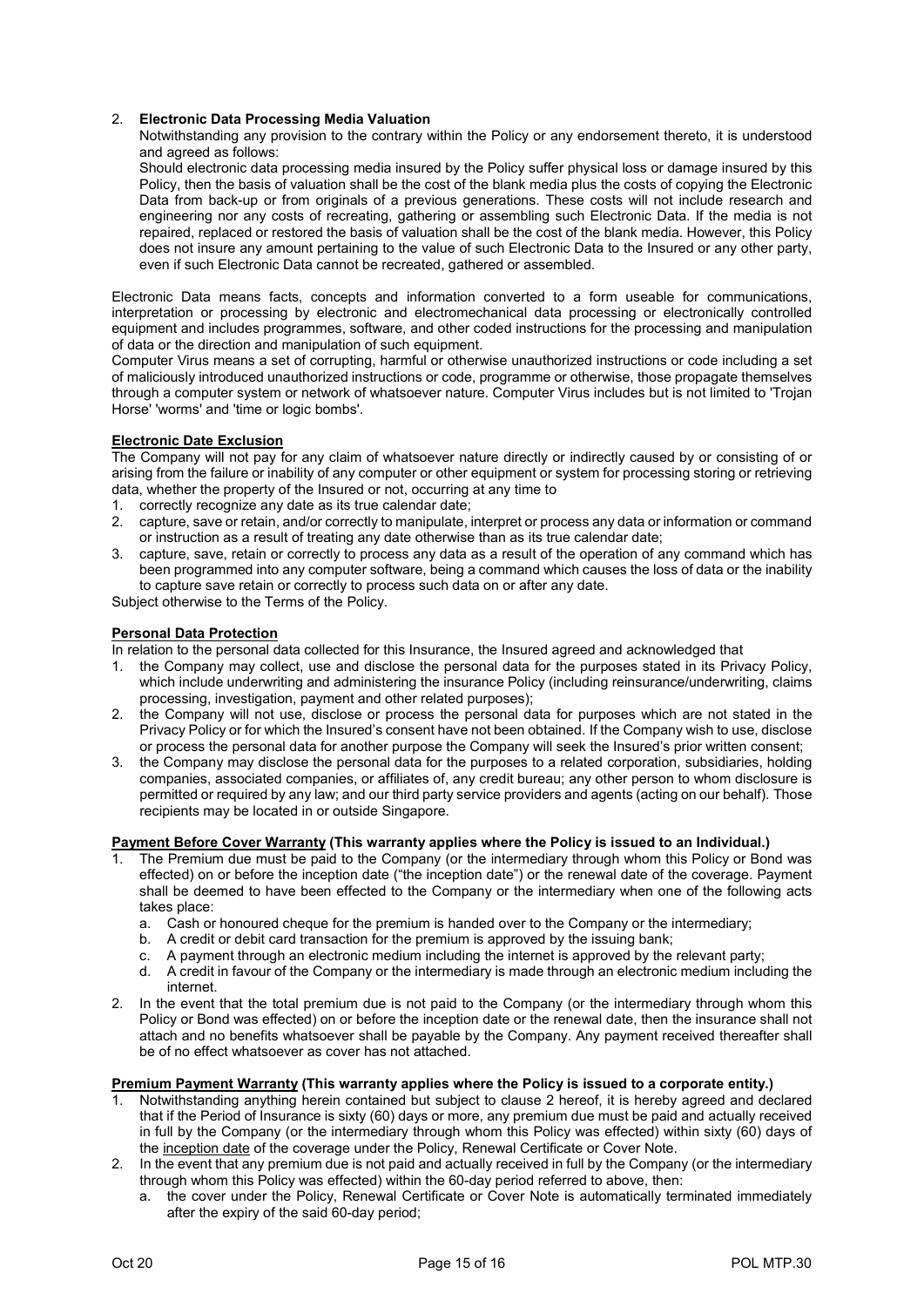2. **Electronic Data Processing Media Valuation**

   Notwithstanding any provision to the contrary within the Policy or any endorsement thereto, it is understood and agreed as follows:

   Should electronic data processing media insured by the Policy suffer physical loss or damage insured by this Policy, then the basis of valuation shall be the cost of the blank media plus the costs of copying the Electronic Data from back-up or from originals of a previous generations. These costs will not include research and engineering nor any costs of recreating, gathering or assembling such Electronic Data. If the media is not repaired, replaced or restored the basis of valuation shall be the cost of the blank media. However, this Policy does not insure any amount pertaining to the value of such Electronic Data to the Insured or any other party, even if such Electronic Data cannot be recreated, gathered or assembled.

Electronic Data means facts, concepts and information converted to a form useable for communications, interpretation or processing by electronic and electromechanical data processing or electronically controlled equipment and includes programmes, software, and other coded instructions for the processing and manipulation of data or the direction and manipulation of such equipment.

Computer Virus means a set of corrupting, harmful or otherwise unauthorized instructions or code including a set of maliciously introduced unauthorized instructions or code, programme or otherwise, those propagate themselves through a computer system or network of whatsoever nature. Computer Virus includes but is not limited to 'Trojan Horse' 'worms' and 'time or logic bombs'.

**Electronic Date Exclusion**

The Company will not pay for any claim of whatsoever nature directly or indirectly caused by or consisting of or arising from the failure or inability of any computer or other equipment or system for processing storing or retrieving data, whether the property of the Insured or not, occurring at any time to

1. correctly recognize any date as its true calendar date;
2. capture, save or retain, and/or correctly to manipulate, interpret or process any data or information or command or instruction as a result of treating any date otherwise than as its true calendar date;
3. capture, save, retain or correctly to process any data as a result of the operation of any command which has been programmed into any computer software, being a command which causes the loss of data or the inability to capture save retain or correctly to process such data on or after any date.

Subject otherwise to the Terms of the Policy.

**Personal Data Protection**

In relation to the personal data collected for this Insurance, the Insured agreed and acknowledged that

1. the Company may collect, use and disclose the personal data for the purposes stated in its Privacy Policy, which include underwriting and administering the insurance Policy (including reinsurance/underwriting, claims processing, investigation, payment and other related purposes);
2. the Company will not use, disclose or process the personal data for purposes which are not stated in the Privacy Policy or for which the Insured's consent have not been obtained. If the Company wish to use, disclose or process the personal data for another purpose the Company will seek the Insured's prior written consent;
3. the Company may disclose the personal data for the purposes to a related corporation, subsidiaries, holding companies, associated companies, or affiliates of, any credit bureau; any other person to whom disclosure is permitted or required by any law; and our third party service providers and agents (acting on our behalf). Those recipients may be located in or outside Singapore.

**Payment Before Cover Warranty (This warranty applies where the Policy is issued to an Individual.)**

1. The Premium due must be paid to the Company (or the intermediary through whom this Policy or Bond was effected) on or before the inception date ("the inception date") or the renewal date of the coverage. Payment shall be deemed to have been effected to the Company or the intermediary when one of the following acts takes place:
   a. Cash or honoured cheque for the premium is handed over to the Company or the intermediary;
   b. A credit or debit card transaction for the premium is approved by the issuing bank;
   c. A payment through an electronic medium including the internet is approved by the relevant party;
   d. A credit in favour of the Company or the intermediary is made through an electronic medium including the internet.
2. In the event that the total premium due is not paid to the Company (or the intermediary through whom this Policy or Bond was effected) on or before the inception date or the renewal date, then the insurance shall not attach and no benefits whatsoever shall be payable by the Company. Any payment received thereafter shall be of no effect whatsoever as cover has not attached.

**Premium Payment Warranty (This warranty applies where the Policy is issued to a corporate entity.)**

1. Notwithstanding anything herein contained but subject to clause 2 hereof, it is hereby agreed and declared that if the Period of Insurance is sixty (60) days or more, any premium due must be paid and actually received in full by the Company (or the intermediary through whom this Policy was effected) within sixty (60) days of the inception date of the coverage under the Policy, Renewal Certificate or Cover Note.
2. In the event that any premium due is not paid and actually received in full by the Company (or the intermediary through whom this Policy was effected) within the 60-day period referred to above, then:
   a. the cover under the Policy, Renewal Certificate or Cover Note is automatically terminated immediately after the expiry of the said 60-day period;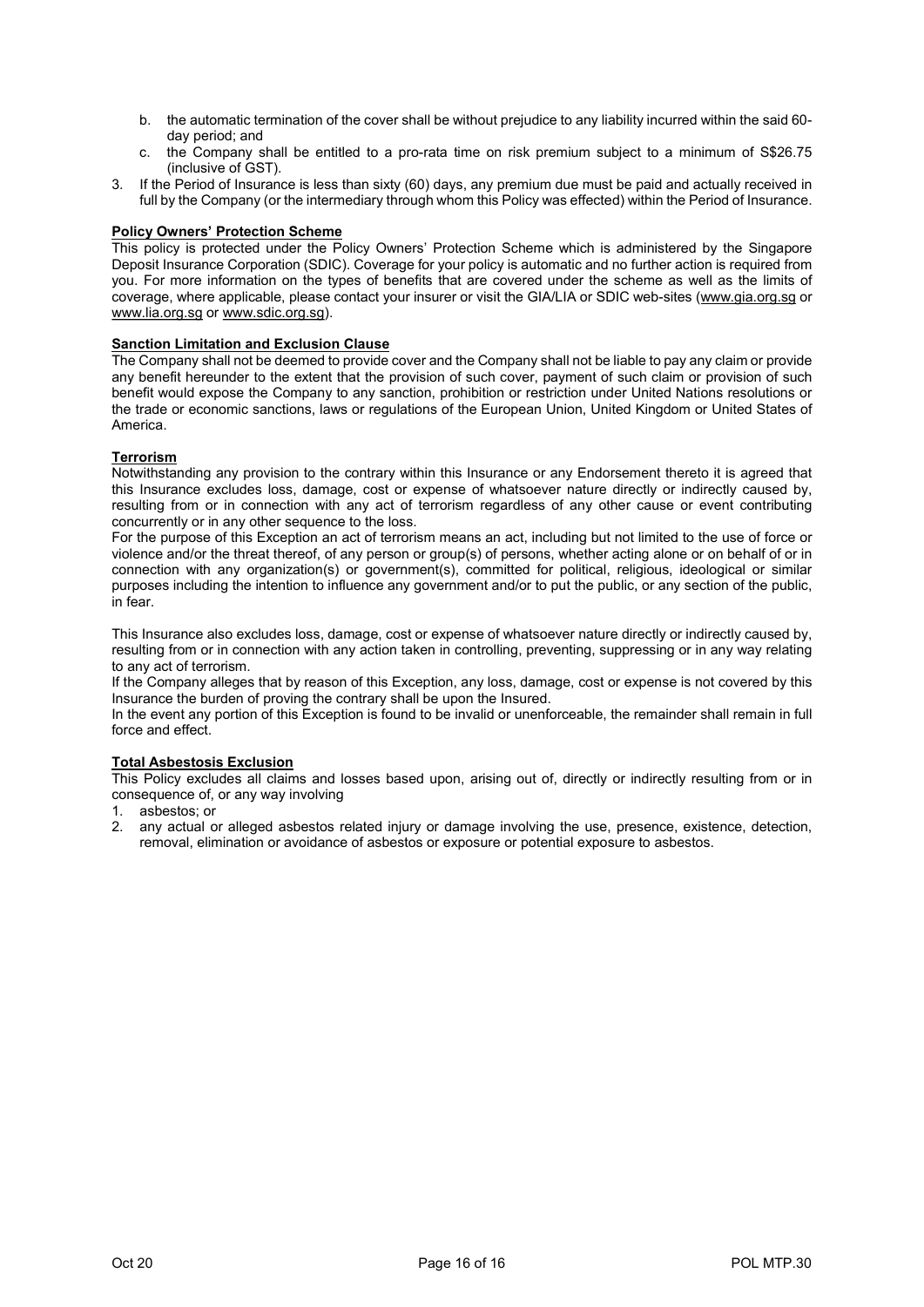b. the automatic termination of the cover shall be without prejudice to any liability incurred within the said 60-day period; and
c. the Company shall be entitled to a pro-rata time on risk premium subject to a minimum of S$26.75 (inclusive of GST).

3. If the Period of Insurance is less than sixty (60) days, any premium due must be paid and actually received in full by the Company (or the intermediary through whom this Policy was effected) within the Period of Insurance.

**Policy Owners' Protection Scheme**

This policy is protected under the Policy Owners' Protection Scheme which is administered by the Singapore Deposit Insurance Corporation (SDIC). Coverage for your policy is automatic and no further action is required from you. For more information on the types of benefits that are covered under the scheme as well as the limits of coverage, where applicable, please contact your insurer or visit the GIA/LIA or SDIC web-sites (www.gia.org.sg or www.lia.org.sg or www.sdic.org.sg).

**Sanction Limitation and Exclusion Clause**

The Company shall not be deemed to provide cover and the Company shall not be liable to pay any claim or provide any benefit hereunder to the extent that the provision of such cover, payment of such claim or provision of such benefit would expose the Company to any sanction, prohibition or restriction under United Nations resolutions or the trade or economic sanctions, laws or regulations of the European Union, United Kingdom or United States of America.

**Terrorism**

Notwithstanding any provision to the contrary within this Insurance or any Endorsement thereto it is agreed that this Insurance excludes loss, damage, cost or expense of whatsoever nature directly or indirectly caused by, resulting from or in connection with any act of terrorism regardless of any other cause or event contributing concurrently or in any other sequence to the loss.

For the purpose of this Exception an act of terrorism means an act, including but not limited to the use of force or violence and/or the threat thereof, of any person or group(s) of persons, whether acting alone or on behalf of or in connection with any organization(s) or government(s), committed for political, religious, ideological or similar purposes including the intention to influence any government and/or to put the public, or any section of the public, in fear.

This Insurance also excludes loss, damage, cost or expense of whatsoever nature directly or indirectly caused by, resulting from or in connection with any action taken in controlling, preventing, suppressing or in any way relating to any act of terrorism.

If the Company alleges that by reason of this Exception, any loss, damage, cost or expense is not covered by this Insurance the burden of proving the contrary shall be upon the Insured.

In the event any portion of this Exception is found to be invalid or unenforceable, the remainder shall remain in full force and effect.

**Total Asbestosis Exclusion**

This Policy excludes all claims and losses based upon, arising out of, directly or indirectly resulting from or in consequence of, or any way involving

1. asbestos; or
2. any actual or alleged asbestos related injury or damage involving the use, presence, existence, detection, removal, elimination or avoidance of asbestos or exposure or potential exposure to asbestos.